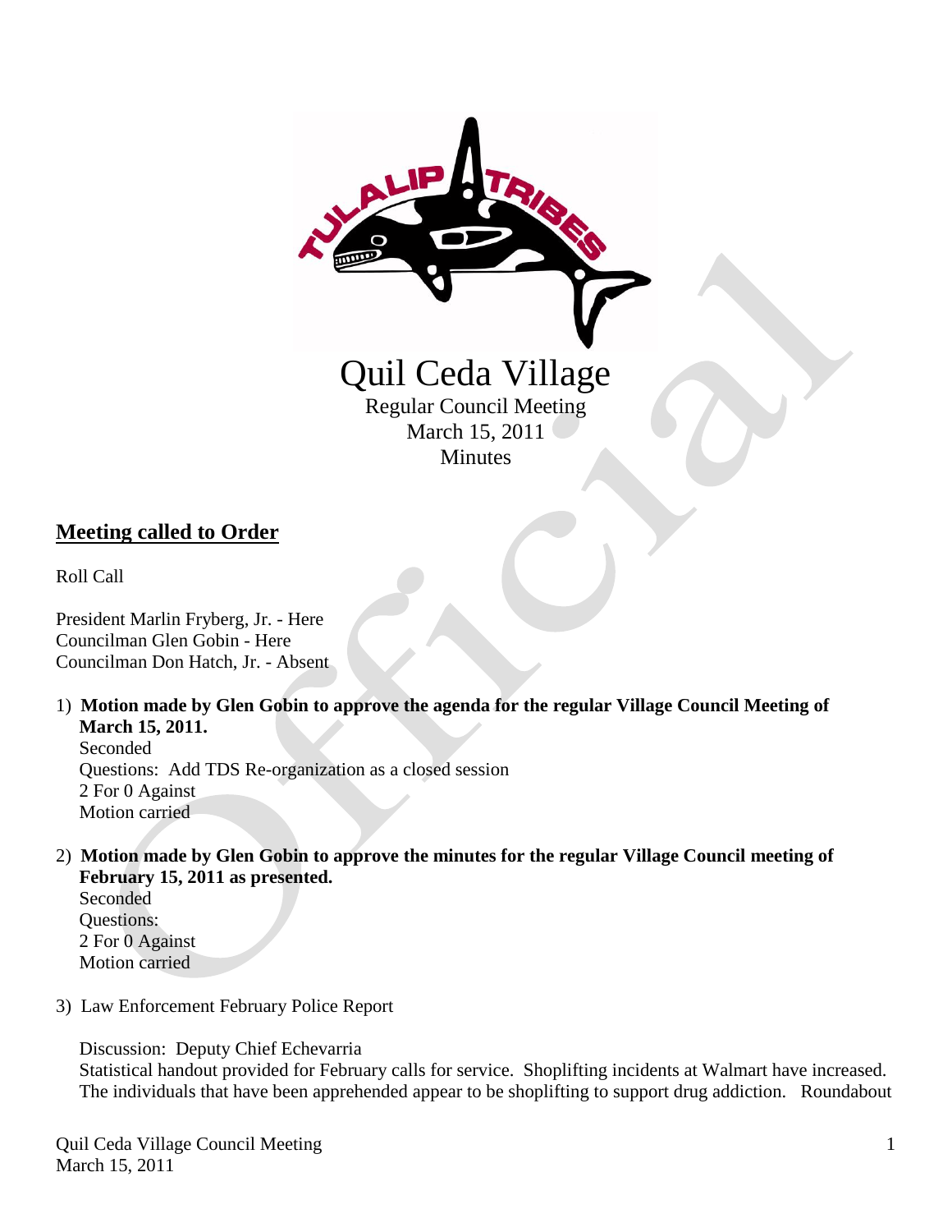# Quil Ceda Village

Regular Council Meeting
March 15, 2011
Minutes

## Meeting called to Order

Roll Call

President Marlin Fryberg, Jr. - Here
Councilman Glen Gobin - Here
Councilman Don Hatch, Jr. - Absent

1) **Motion made by Glen Gobin to approve the agenda for the regular Village Council Meeting of March 15, 2011.**
   Seconded
   Questions: Add TDS Re-organization as a closed session
   2 For 0 Against
   Motion carried

2) **Motion made by Glen Gobin to approve the minutes for the regular Village Council meeting of February 15, 2011 as presented.**
   Seconded
   Questions:
   2 For 0 Against
   Motion carried

3) Law Enforcement February Police Report

   Discussion: Deputy Chief Echevarria
   Statistical handout provided for February calls for service. Shoplifting incidents at Walmart have increased. The individuals that have been apprehended appear to be shoplifting to support drug addiction. Roundabout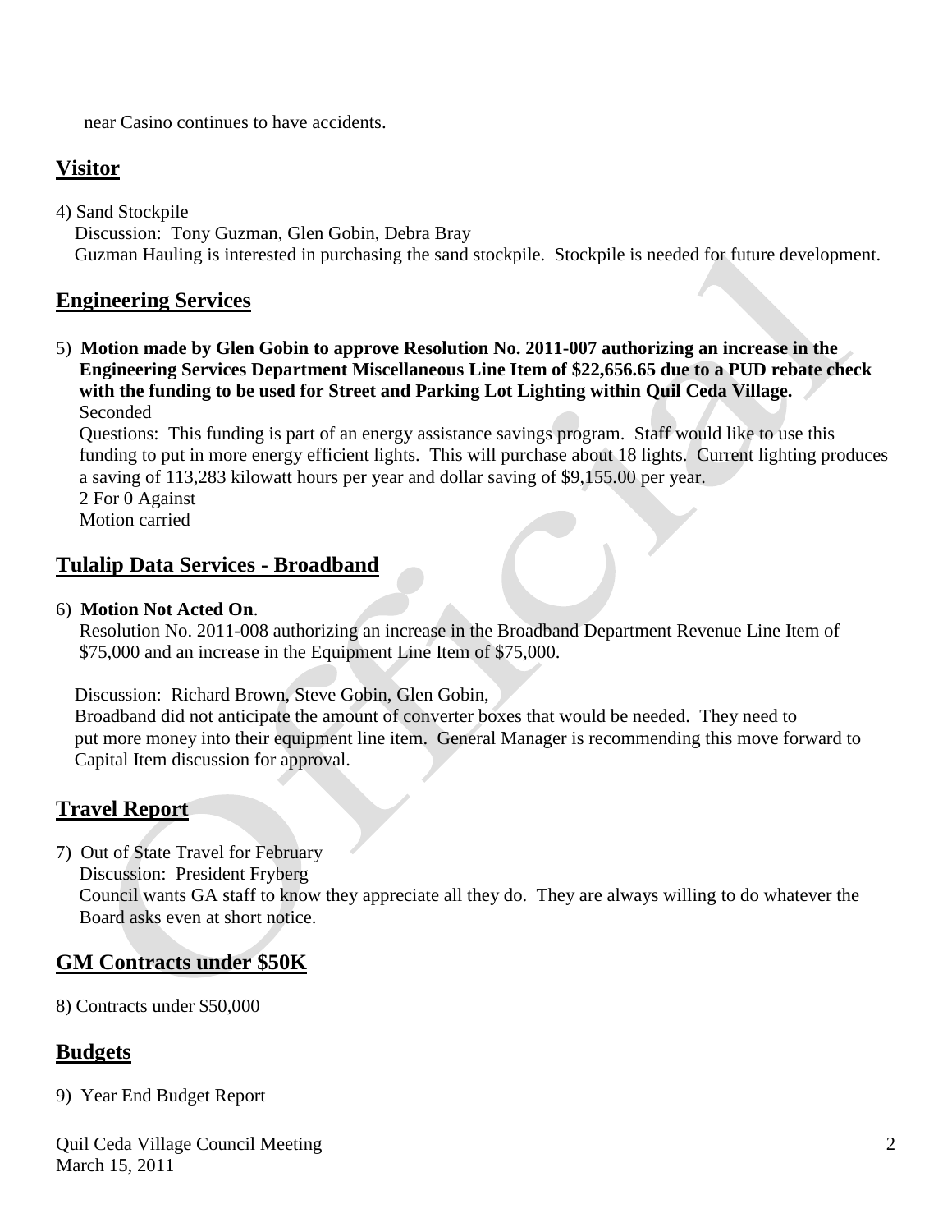near Casino continues to have accidents.

## Visitor

4) Sand Stockpile
Discussion: Tony Guzman, Glen Gobin, Debra Bray
Guzman Hauling is interested in purchasing the sand stockpile. Stockpile is needed for future development.

## Engineering Services

5) **Motion made by Glen Gobin to approve Resolution No. 2011-007 authorizing an increase in the Engineering Services Department Miscellaneous Line Item of $22,656.65 due to a PUD rebate check with the funding to be used for Street and Parking Lot Lighting within Quil Ceda Village.**
Seconded
Questions: This funding is part of an energy assistance savings program. Staff would like to use this funding to put in more energy efficient lights. This will purchase about 18 lights. Current lighting produces a saving of 113,283 kilowatt hours per year and dollar saving of $9,155.00 per year.
2 For 0 Against
Motion carried

## Tulalip Data Services - Broadband

6) **Motion Not Acted On**.
Resolution No. 2011-008 authorizing an increase in the Broadband Department Revenue Line Item of $75,000 and an increase in the Equipment Line Item of $75,000.

Discussion: Richard Brown, Steve Gobin, Glen Gobin,
Broadband did not anticipate the amount of converter boxes that would be needed. They need to put more money into their equipment line item. General Manager is recommending this move forward to Capital Item discussion for approval.

## Travel Report

7) Out of State Travel for February
Discussion: President Fryberg
Council wants GA staff to know they appreciate all they do. They are always willing to do whatever the Board asks even at short notice.

## GM Contracts under $50K

8) Contracts under $50,000

## Budgets

9) Year End Budget Report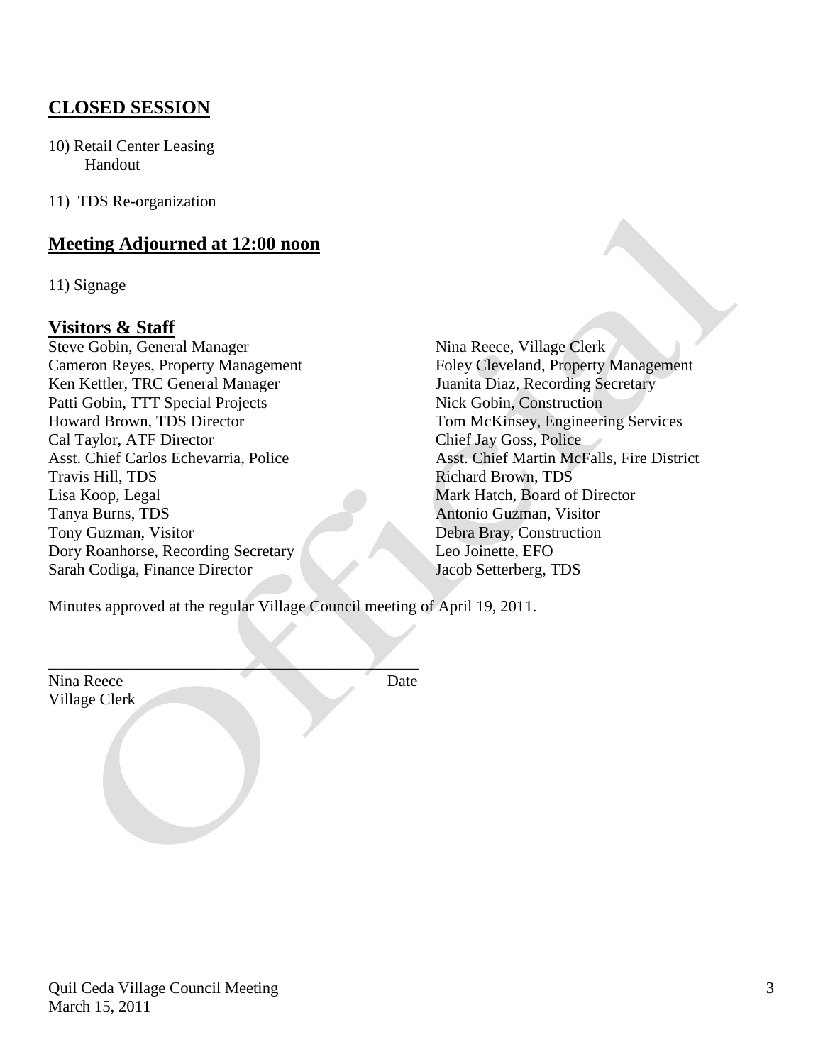## CLOSED SESSION

10) Retail Center Leasing
    Handout

11) TDS Re-organization

## Meeting Adjourned at 12:00 noon

11) Signage

## Visitors & Staff

Steve Gobin, General Manager
Cameron Reyes, Property Management
Ken Kettler, TRC General Manager
Patti Gobin, TTT Special Projects
Howard Brown, TDS Director
Cal Taylor, ATF Director
Asst. Chief Carlos Echevarria, Police
Travis Hill, TDS
Lisa Koop, Legal
Tanya Burns, TDS
Tony Guzman, Visitor
Dory Roanhorse, Recording Secretary
Sarah Codiga, Finance Director
Nina Reece, Village Clerk
Foley Cleveland, Property Management
Juanita Diaz, Recording Secretary
Nick Gobin, Construction
Tom McKinsey, Engineering Services
Chief Jay Goss, Police
Asst. Chief Martin McFalls, Fire District
Richard Brown, TDS
Mark Hatch, Board of Director
Antonio Guzman, Visitor
Debra Bray, Construction
Leo Joinette, EFO
Jacob Setterberg, TDS

Minutes approved at the regular Village Council meeting of April 19, 2011.

_______________________________________________
Nina Reece                                                                 Date
Village Clerk